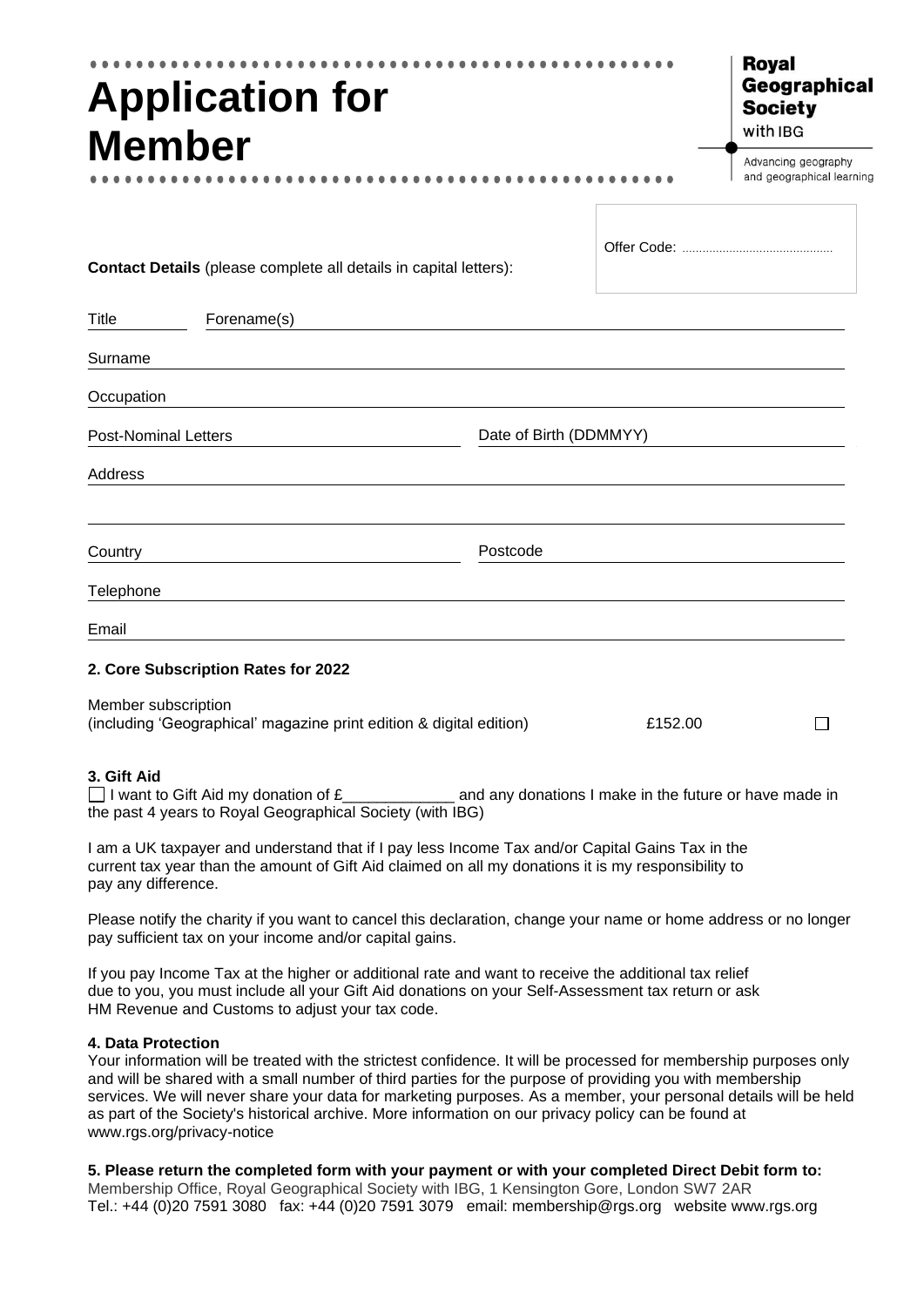# Application for Member

**Royal Geographical Society** with IBG

Advancing geography and geographical learning

Offer Code: ............................................

**Contact Details** (please complete all details in capital letters):

Title ________ Forename(s) ________________________________________

Surname ________________________________________

Occupation ________________________________________

Post-Nominal Letters ____________________ Date of Birth (DDMMYY) ____________________

Address ________________________________________

________________________________________

Country ____________________ Postcode ____________________

Telephone ________________________________________

Email ________________________________________

**2. Core Subscription Rates for 2022**

Member subscription
(including 'Geographical' magazine print edition & digital edition) £152.00 ☐

**3. Gift Aid**

☐ I want to Gift Aid my donation of £_____________ and any donations I make in the future or have made in the past 4 years to Royal Geographical Society (with IBG)

I am a UK taxpayer and understand that if I pay less Income Tax and/or Capital Gains Tax in the current tax year than the amount of Gift Aid claimed on all my donations it is my responsibility to pay any difference.

Please notify the charity if you want to cancel this declaration, change your name or home address or no longer pay sufficient tax on your income and/or capital gains.

If you pay Income Tax at the higher or additional rate and want to receive the additional tax relief due to you, you must include all your Gift Aid donations on your Self-Assessment tax return or ask HM Revenue and Customs to adjust your tax code.

**4. Data Protection**

Your information will be treated with the strictest confidence. It will be processed for membership purposes only and will be shared with a small number of third parties for the purpose of providing you with membership services. We will never share your data for marketing purposes. As a member, your personal details will be held as part of the Society's historical archive. More information on our privacy policy can be found at www.rgs.org/privacy-notice

**5. Please return the completed form with your payment or with your completed Direct Debit form to:**

Membership Office, Royal Geographical Society with IBG, 1 Kensington Gore, London SW7 2AR
Tel.: +44 (0)20 7591 3080 fax: +44 (0)20 7591 3079 email: membership@rgs.org website www.rgs.org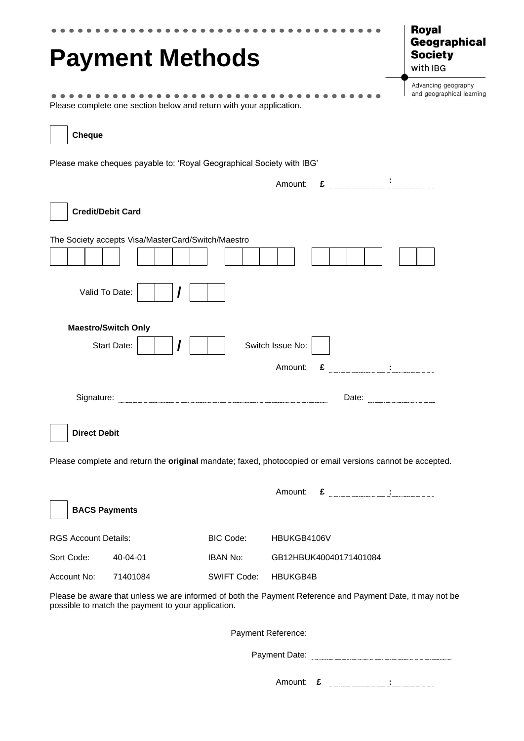# Payment Methods

**Royal Geographical Society** with IBG

Advancing geography and geographical learning

Please complete one section below and return with your application.

☐ **Cheque**

Please make cheques payable to: 'Royal Geographical Society with IBG'

Amount: £ ............ : ............

☐ **Credit/Debit Card**

The Society accepts Visa/MasterCard/Switch/Maestro

Valid To Date: ☐☐ / ☐☐

**Maestro/Switch Only**

Start Date: ☐☐ / ☐☐ Switch Issue No: ☐

Amount: £ ............ : ............

Signature: .................................................. Date: ....................

☐ **Direct Debit**

Please complete and return the **original** mandate; faxed, photocopied or email versions cannot be accepted.

Amount: £ ............ : ............

☐ **BACS Payments**

| RGS Account Details: | | BIC Code: | HBUKGB4106V |
|---|---|---|---|
| Sort Code: | 40-04-01 | IBAN No: | GB12HBUK40040171401084 |
| Account No: | 71401084 | SWIFT Code: | HBUKGB4B |

Please be aware that unless we are informed of both the Payment Reference and Payment Date, it may not be possible to match the payment to your application.

Payment Reference: ..................................................

Payment Date: ..................................................

Amount: £ ............ : ............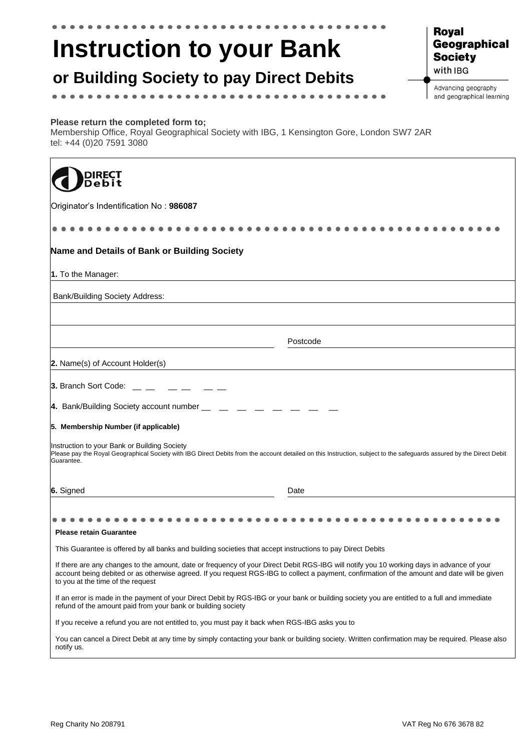# Instruction to your Bank

## or Building Society to pay Direct Debits

**Royal Geographical Society** with IBG

Advancing geography and geographical learning

**Please return the completed form to;**
Membership Office, Royal Geographical Society with IBG, 1 Kensington Gore, London SW7 2AR
tel: +44 (0)20 7591 3080

DIRECT Debit

Originator's Indentification No : **986087**

**Name and Details of Bank or Building Society**

**1.** To the Manager:

Bank/Building Society Address:

Postcode

**2.** Name(s) of Account Holder(s)

**3.** Branch Sort Code: __ __ __ __ __ __

**4.** Bank/Building Society account number __ __ __ __ __ __ __ __

**5. Membership Number (if applicable)**

Instruction to your Bank or Building Society
Please pay the Royal Geographical Society with IBG Direct Debits from the account detailed on this Instruction, subject to the safeguards assured by the Direct Debit Guarantee.

**6.** Signed

Date

**Please retain Guarantee**

This Guarantee is offered by all banks and building societies that accept instructions to pay Direct Debits

If there are any changes to the amount, date or frequency of your Direct Debit RGS-IBG will notify you 10 working days in advance of your account being debited or as otherwise agreed. If you request RGS-IBG to collect a payment, confirmation of the amount and date will be given to you at the time of the request

If an error is made in the payment of your Direct Debit by RGS-IBG or your bank or building society you are entitled to a full and immediate refund of the amount paid from your bank or building society

If you receive a refund you are not entitled to, you must pay it back when RGS-IBG asks you to

You can cancel a Direct Debit at any time by simply contacting your bank or building society. Written confirmation may be required. Please also notify us.

Reg Charity No 208791

VAT Reg No 676 3678 82